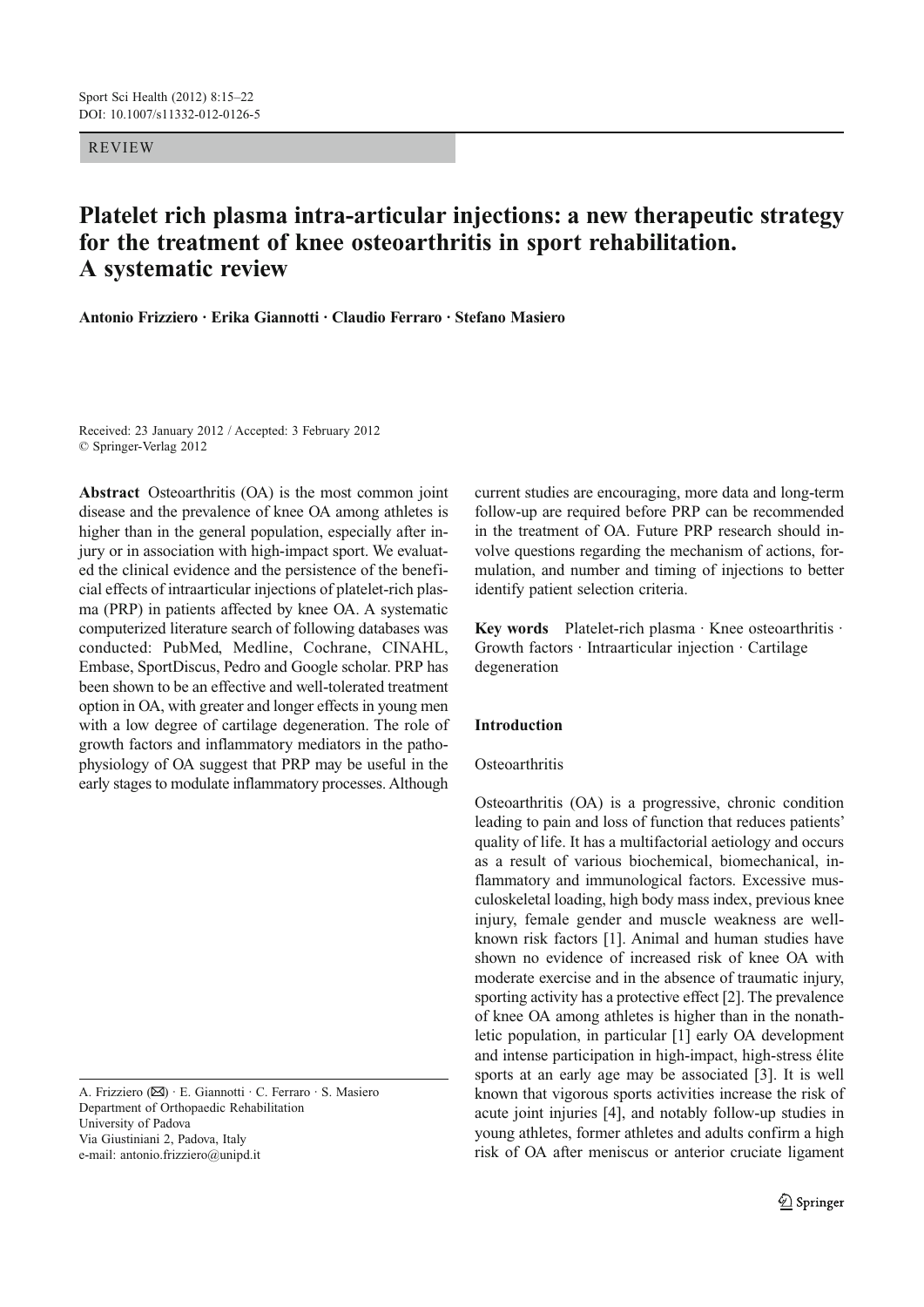REVIEW

# Platelet rich plasma intra-articular injections: a new therapeutic strategy for the treatment of knee osteoarthritis in sport rehabilitation. A systematic review

**Antonio Frizziero · Erika Giannotti · Claudio Ferraro · Stefano Masiero**

Received: 23 January 2012 / Accepted: 3 February 2012
© Springer-Verlag 2012

**Abstract** Osteoarthritis (OA) is the most common joint disease and the prevalence of knee OA among athletes is higher than in the general population, especially after injury or in association with high-impact sport. We evaluated the clinical evidence and the persistence of the beneficial effects of intraarticular injections of platelet-rich plasma (PRP) in patients affected by knee OA. A systematic computerized literature search of following databases was conducted: PubMed, Medline, Cochrane, CINAHL, Embase, SportDiscus, Pedro and Google scholar. PRP has been shown to be an effective and well-tolerated treatment option in OA, with greater and longer effects in young men with a low degree of cartilage degeneration. The role of growth factors and inflammatory mediators in the pathophysiology of OA suggest that PRP may be useful in the early stages to modulate inflammatory processes. Although current studies are encouraging, more data and long-term follow-up are required before PRP can be recommended in the treatment of OA. Future PRP research should involve questions regarding the mechanism of actions, formulation, and number and timing of injections to better identify patient selection criteria.

**Key words** Platelet-rich plasma · Knee osteoarthritis · Growth factors · Intraarticular injection · Cartilage degeneration

A. Frizziero (✉) · E. Giannotti · C. Ferraro · S. Masiero
Department of Orthopaedic Rehabilitation
University of Padova
Via Giustiniani 2, Padova, Italy
e-mail: antonio.frizziero@unipd.it

## Introduction

### Osteoarthritis

Osteoarthritis (OA) is a progressive, chronic condition leading to pain and loss of function that reduces patients' quality of life. It has a multifactorial aetiology and occurs as a result of various biochemical, biomechanical, inflammatory and immunological factors. Excessive musculoskeletal loading, high body mass index, previous knee injury, female gender and muscle weakness are well-known risk factors [1]. Animal and human studies have shown no evidence of increased risk of knee OA with moderate exercise and in the absence of traumatic injury, sporting activity has a protective effect [2]. The prevalence of knee OA among athletes is higher than in the nonathletic population, in particular [1] early OA development and intense participation in high-impact, high-stress élite sports at an early age may be associated [3]. It is well known that vigorous sports activities increase the risk of acute joint injuries [4], and notably follow-up studies in young athletes, former athletes and adults confirm a high risk of OA after meniscus or anterior cruciate ligament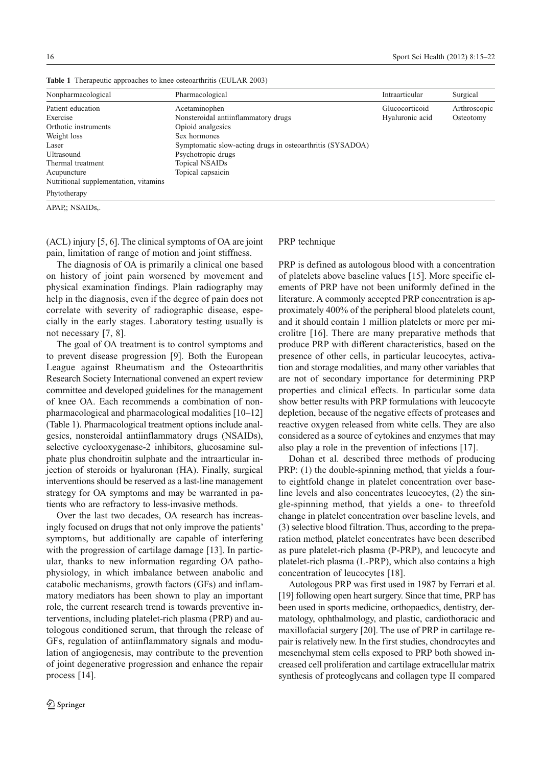**Table 1** Therapeutic approaches to knee osteoarthritis (EULAR 2003)

| Nonpharmacological | Pharmacological | Intraarticular | Surgical |
|---|---|---|---|
| Patient education | Acetaminophen | Glucocorticoid | Arthroscopic |
| Exercise | Nonsteroidal antiinflammatory drugs | Hyaluronic acid | Osteotomy |
| Orthotic instruments | Opioid analgesics | | |
| Weight loss | Sex hormones | | |
| Laser | Symptomatic slow-acting drugs in osteoarthritis (SYSADOA) | | |
| Ultrasound | Psychotropic drugs | | |
| Thermal treatment | Topical NSAIDs | | |
| Acupuncture | Topical capsaicin | | |
| Nutritional supplementation, vitamins | | | |
| Phytotherapy | | | |

APAP,; NSAIDs,.

(ACL) injury [5, 6]. The clinical symptoms of OA are joint pain, limitation of range of motion and joint stiffness.

The diagnosis of OA is primarily a clinical one based on history of joint pain worsened by movement and physical examination findings. Plain radiography may help in the diagnosis, even if the degree of pain does not correlate with severity of radiographic disease, especially in the early stages. Laboratory testing usually is not necessary [7, 8].

The goal of OA treatment is to control symptoms and to prevent disease progression [9]. Both the European League against Rheumatism and the Osteoarthritis Research Society International convened an expert review committee and developed guidelines for the management of knee OA. Each recommends a combination of nonpharmacological and pharmacological modalities [10–12] (Table 1). Pharmacological treatment options include analgesics, nonsteroidal antiinflammatory drugs (NSAIDs), selective cyclooxygenase-2 inhibitors, glucosamine sulphate plus chondroitin sulphate and the intraarticular injection of steroids or hyaluronan (HA). Finally, surgical interventions should be reserved as a last-line management strategy for OA symptoms and may be warranted in patients who are refractory to less-invasive methods.

Over the last two decades, OA research has increasingly focused on drugs that not only improve the patients' symptoms, but additionally are capable of interfering with the progression of cartilage damage [13]. In particular, thanks to new information regarding OA pathophysiology, in which imbalance between anabolic and catabolic mechanisms, growth factors (GFs) and inflammatory mediators has been shown to play an important role, the current research trend is towards preventive interventions, including platelet-rich plasma (PRP) and autologous conditioned serum, that through the release of GFs, regulation of antiinflammatory signals and modulation of angiogenesis, may contribute to the prevention of joint degenerative progression and enhance the repair process [14].

## PRP technique

PRP is defined as autologous blood with a concentration of platelets above baseline values [15]. More specific elements of PRP have not been uniformly defined in the literature. A commonly accepted PRP concentration is approximately 400% of the peripheral blood platelets count, and it should contain 1 million platelets or more per microlitre [16]. There are many preparative methods that produce PRP with different characteristics, based on the presence of other cells, in particular leucocytes, activation and storage modalities, and many other variables that are not of secondary importance for determining PRP properties and clinical effects. In particular some data show better results with PRP formulations with leucocyte depletion, because of the negative effects of proteases and reactive oxygen released from white cells. They are also considered as a source of cytokines and enzymes that may also play a role in the prevention of infections [17].

Dohan et al. described three methods of producing PRP: (1) the double-spinning method, that yields a four- to eightfold change in platelet concentration over baseline levels and also concentrates leucocytes, (2) the single-spinning method, that yields a one- to threefold change in platelet concentration over baseline levels, and (3) selective blood filtration. Thus, according to the preparation method, platelet concentrates have been described as pure platelet-rich plasma (P-PRP), and leucocyte and platelet-rich plasma (L-PRP), which also contains a high concentration of leucocytes [18].

Autologous PRP was first used in 1987 by Ferrari et al. [19] following open heart surgery. Since that time, PRP has been used in sports medicine, orthopaedics, dentistry, dermatology, ophthalmology, and plastic, cardiothoracic and maxillofacial surgery [20]. The use of PRP in cartilage repair is relatively new. In the first studies, chondrocytes and mesenchymal stem cells exposed to PRP both showed increased cell proliferation and cartilage extracellular matrix synthesis of proteoglycans and collagen type II compared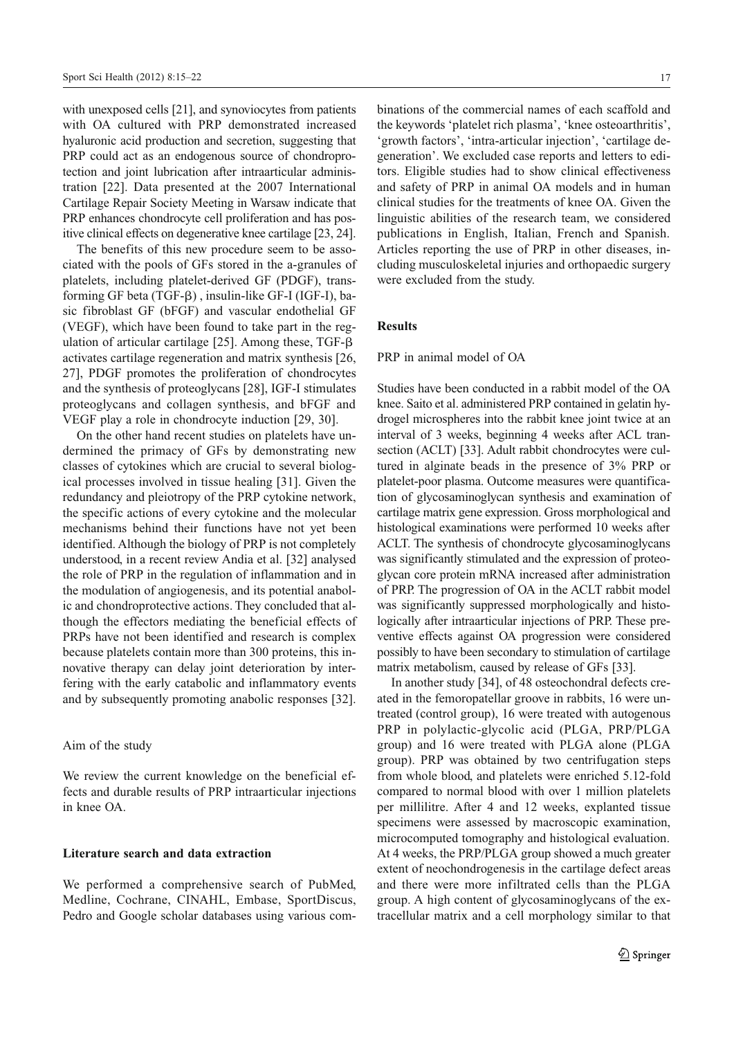with unexposed cells [21], and synoviocytes from patients with OA cultured with PRP demonstrated increased hyaluronic acid production and secretion, suggesting that PRP could act as an endogenous source of chondroprotection and joint lubrication after intraarticular administration [22]. Data presented at the 2007 International Cartilage Repair Society Meeting in Warsaw indicate that PRP enhances chondrocyte cell proliferation and has positive clinical effects on degenerative knee cartilage [23, 24].

The benefits of this new procedure seem to be associated with the pools of GFs stored in the a-granules of platelets, including platelet-derived GF (PDGF), transforming GF beta (TGF-β) , insulin-like GF-I (IGF-I), basic fibroblast GF (bFGF) and vascular endothelial GF (VEGF), which have been found to take part in the regulation of articular cartilage [25]. Among these, TGF-β activates cartilage regeneration and matrix synthesis [26, 27], PDGF promotes the proliferation of chondrocytes and the synthesis of proteoglycans [28], IGF-I stimulates proteoglycans and collagen synthesis, and bFGF and VEGF play a role in chondrocyte induction [29, 30].

On the other hand recent studies on platelets have undermined the primacy of GFs by demonstrating new classes of cytokines which are crucial to several biological processes involved in tissue healing [31]. Given the redundancy and pleiotropy of the PRP cytokine network, the specific actions of every cytokine and the molecular mechanisms behind their functions have not yet been identified. Although the biology of PRP is not completely understood, in a recent review Andia et al. [32] analysed the role of PRP in the regulation of inflammation and in the modulation of angiogenesis, and its potential anabolic and chondroprotective actions. They concluded that although the effectors mediating the beneficial effects of PRPs have not been identified and research is complex because platelets contain more than 300 proteins, this innovative therapy can delay joint deterioration by interfering with the early catabolic and inflammatory events and by subsequently promoting anabolic responses [32].

### Aim of the study

We review the current knowledge on the beneficial effects and durable results of PRP intraarticular injections in knee OA.

## Literature search and data extraction

We performed a comprehensive search of PubMed, Medline, Cochrane, CINAHL, Embase, SportDiscus, Pedro and Google scholar databases using various combinations of the commercial names of each scaffold and the keywords 'platelet rich plasma', 'knee osteoarthritis', 'growth factors', 'intra-articular injection', 'cartilage degeneration'. We excluded case reports and letters to editors. Eligible studies had to show clinical effectiveness and safety of PRP in animal OA models and in human clinical studies for the treatments of knee OA. Given the linguistic abilities of the research team, we considered publications in English, Italian, French and Spanish. Articles reporting the use of PRP in other diseases, including musculoskeletal injuries and orthopaedic surgery were excluded from the study.

## Results

### PRP in animal model of OA

Studies have been conducted in a rabbit model of the OA knee. Saito et al. administered PRP contained in gelatin hydrogel microspheres into the rabbit knee joint twice at an interval of 3 weeks, beginning 4 weeks after ACL transection (ACLT) [33]. Adult rabbit chondrocytes were cultured in alginate beads in the presence of 3% PRP or platelet-poor plasma. Outcome measures were quantification of glycosaminoglycan synthesis and examination of cartilage matrix gene expression. Gross morphological and histological examinations were performed 10 weeks after ACLT. The synthesis of chondrocyte glycosaminoglycans was significantly stimulated and the expression of proteoglycan core protein mRNA increased after administration of PRP. The progression of OA in the ACLT rabbit model was significantly suppressed morphologically and histologically after intraarticular injections of PRP. These preventive effects against OA progression were considered possibly to have been secondary to stimulation of cartilage matrix metabolism, caused by release of GFs [33].

In another study [34], of 48 osteochondral defects created in the femoropatellar groove in rabbits, 16 were untreated (control group), 16 were treated with autogenous PRP in polylactic-glycolic acid (PLGA, PRP/PLGA group) and 16 were treated with PLGA alone (PLGA group). PRP was obtained by two centrifugation steps from whole blood, and platelets were enriched 5.12-fold compared to normal blood with over 1 million platelets per millilitre. After 4 and 12 weeks, explanted tissue specimens were assessed by macroscopic examination, microcomputed tomography and histological evaluation. At 4 weeks, the PRP/PLGA group showed a much greater extent of neochondrogenesis in the cartilage defect areas and there were more infiltrated cells than the PLGA group. A high content of glycosaminoglycans of the extracellular matrix and a cell morphology similar to that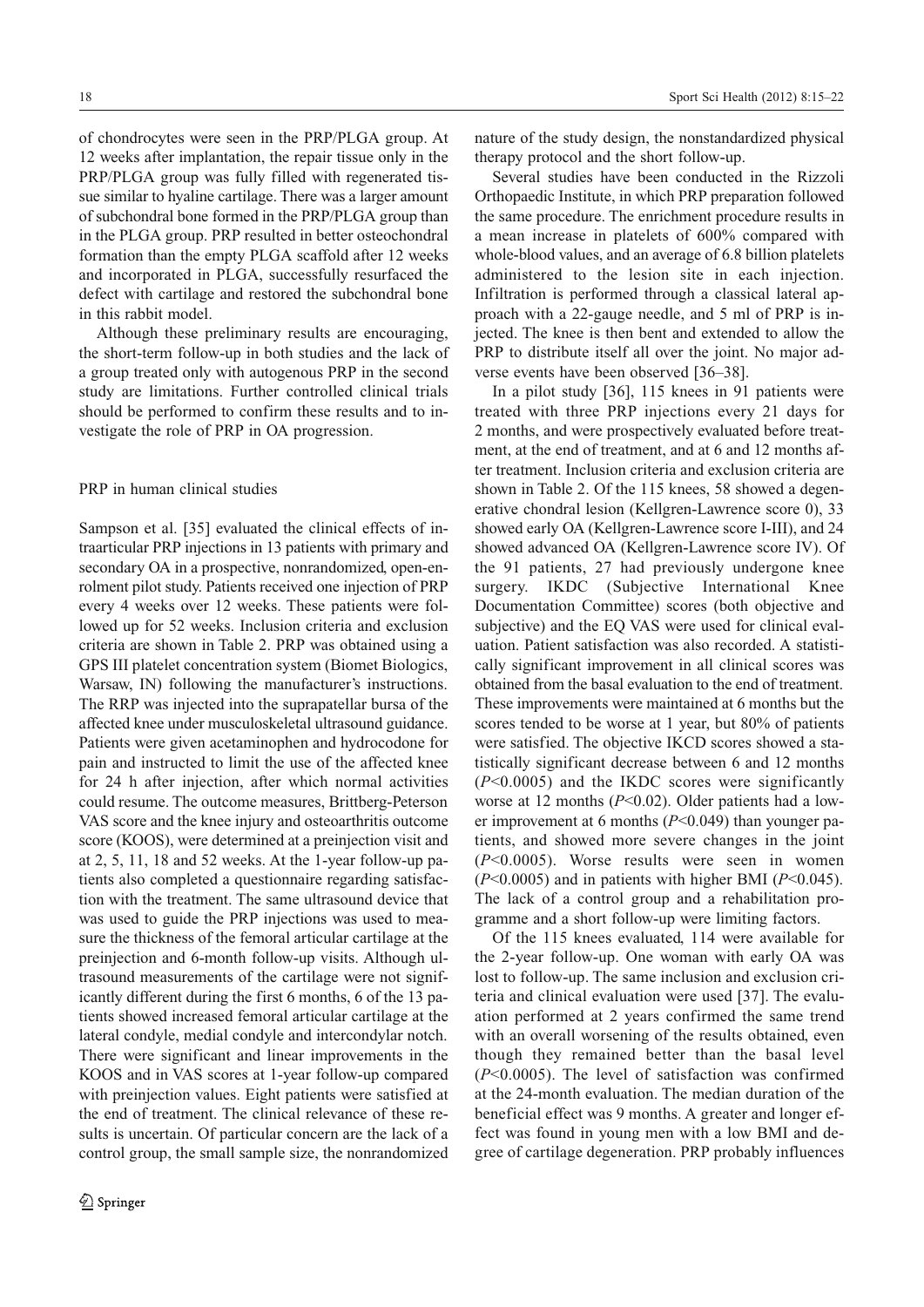of chondrocytes were seen in the PRP/PLGA group. At 12 weeks after implantation, the repair tissue only in the PRP/PLGA group was fully filled with regenerated tissue similar to hyaline cartilage. There was a larger amount of subchondral bone formed in the PRP/PLGA group than in the PLGA group. PRP resulted in better osteochondral formation than the empty PLGA scaffold after 12 weeks and incorporated in PLGA, successfully resurfaced the defect with cartilage and restored the subchondral bone in this rabbit model.

Although these preliminary results are encouraging, the short-term follow-up in both studies and the lack of a group treated only with autogenous PRP in the second study are limitations. Further controlled clinical trials should be performed to confirm these results and to investigate the role of PRP in OA progression.

## PRP in human clinical studies

Sampson et al. [35] evaluated the clinical effects of intraarticular PRP injections in 13 patients with primary and secondary OA in a prospective, nonrandomized, open-enrolment pilot study. Patients received one injection of PRP every 4 weeks over 12 weeks. These patients were followed up for 52 weeks. Inclusion criteria and exclusion criteria are shown in Table 2. PRP was obtained using a GPS III platelet concentration system (Biomet Biologics, Warsaw, IN) following the manufacturer's instructions. The RRP was injected into the suprapatellar bursa of the affected knee under musculoskeletal ultrasound guidance. Patients were given acetaminophen and hydrocodone for pain and instructed to limit the use of the affected knee for 24 h after injection, after which normal activities could resume. The outcome measures, Brittberg-Peterson VAS score and the knee injury and osteoarthritis outcome score (KOOS), were determined at a preinjection visit and at 2, 5, 11, 18 and 52 weeks. At the 1-year follow-up patients also completed a questionnaire regarding satisfaction with the treatment. The same ultrasound device that was used to guide the PRP injections was used to measure the thickness of the femoral articular cartilage at the preinjection and 6-month follow-up visits. Although ultrasound measurements of the cartilage were not significantly different during the first 6 months, 6 of the 13 patients showed increased femoral articular cartilage at the lateral condyle, medial condyle and intercondylar notch. There were significant and linear improvements in the KOOS and in VAS scores at 1-year follow-up compared with preinjection values. Eight patients were satisfied at the end of treatment. The clinical relevance of these results is uncertain. Of particular concern are the lack of a control group, the small sample size, the nonrandomized nature of the study design, the nonstandardized physical therapy protocol and the short follow-up.

Several studies have been conducted in the Rizzoli Orthopaedic Institute, in which PRP preparation followed the same procedure. The enrichment procedure results in a mean increase in platelets of 600% compared with whole-blood values, and an average of 6.8 billion platelets administered to the lesion site in each injection. Infiltration is performed through a classical lateral approach with a 22-gauge needle, and 5 ml of PRP is injected. The knee is then bent and extended to allow the PRP to distribute itself all over the joint. No major adverse events have been observed [36–38].

In a pilot study [36], 115 knees in 91 patients were treated with three PRP injections every 21 days for 2 months, and were prospectively evaluated before treatment, at the end of treatment, and at 6 and 12 months after treatment. Inclusion criteria and exclusion criteria are shown in Table 2. Of the 115 knees, 58 showed a degenerative chondral lesion (Kellgren-Lawrence score 0), 33 showed early OA (Kellgren-Lawrence score I-III), and 24 showed advanced OA (Kellgren-Lawrence score IV). Of the 91 patients, 27 had previously undergone knee surgery. IKDC (Subjective International Knee Documentation Committee) scores (both objective and subjective) and the EQ VAS were used for clinical evaluation. Patient satisfaction was also recorded. A statistically significant improvement in all clinical scores was obtained from the basal evaluation to the end of treatment. These improvements were maintained at 6 months but the scores tended to be worse at 1 year, but 80% of patients were satisfied. The objective IKCD scores showed a statistically significant decrease between 6 and 12 months ($P<0.0005$) and the IKDC scores were significantly worse at 12 months ($P<0.02$). Older patients had a lower improvement at 6 months ($P<0.049$) than younger patients, and showed more severe changes in the joint ($P<0.0005$). Worse results were seen in women ($P<0.0005$) and in patients with higher BMI ($P<0.045$). The lack of a control group and a rehabilitation programme and a short follow-up were limiting factors.

Of the 115 knees evaluated, 114 were available for the 2-year follow-up. One woman with early OA was lost to follow-up. The same inclusion and exclusion criteria and clinical evaluation were used [37]. The evaluation performed at 2 years confirmed the same trend with an overall worsening of the results obtained, even though they remained better than the basal level ($P<0.0005$). The level of satisfaction was confirmed at the 24-month evaluation. The median duration of the beneficial effect was 9 months. A greater and longer effect was found in young men with a low BMI and degree of cartilage degeneration. PRP probably influences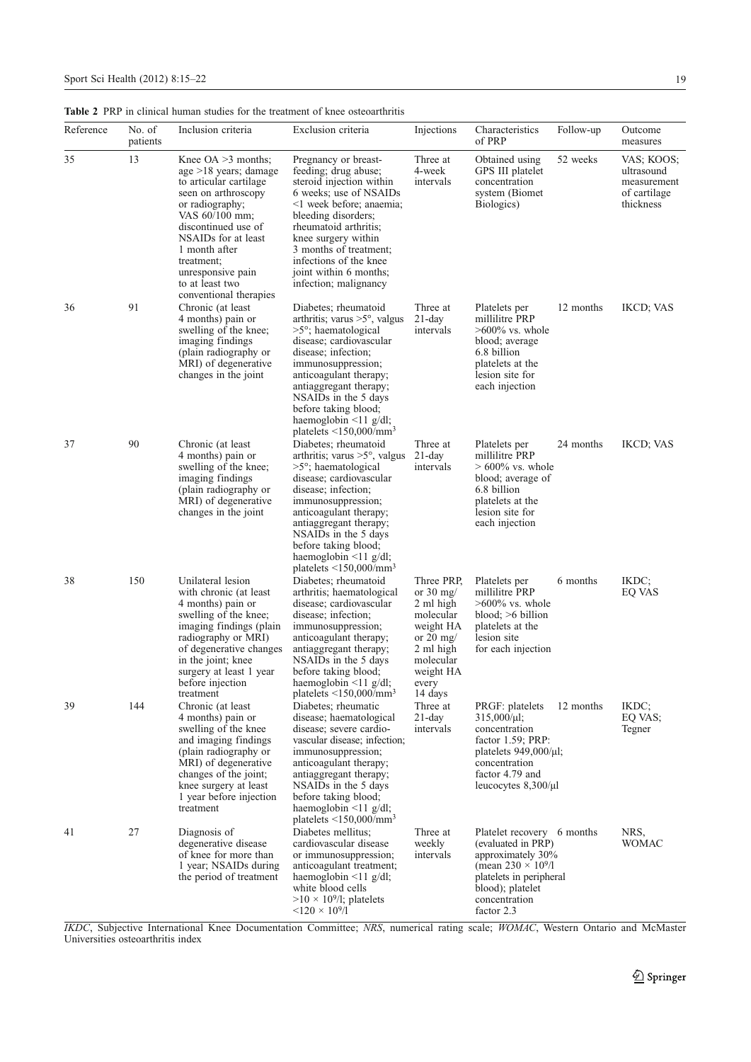**Table 2** PRP in clinical human studies for the treatment of knee osteoarthritis

| Reference | No. of patients | Inclusion criteria | Exclusion criteria | Injections | Characteristics of PRP | Follow-up | Outcome measures |
|---|---|---|---|---|---|---|---|
| 35 | 13 | Knee OA >3 months; age >18 years; damage to articular cartilage seen on arthroscopy or radiography; VAS 60/100 mm; discontinued use of NSAIDs for at least 1 month after treatment; unresponsive pain to at least two conventional therapies | Pregnancy or breast-feeding; drug abuse; steroid injection within 6 weeks; use of NSAIDs <1 week before; anaemia; bleeding disorders; rheumatoid arthritis; knee surgery within 3 months of treatment; infections of the knee joint within 6 months; infection; malignancy | Three at 4-week intervals | Obtained using GPS III platelet concentration system (Biomet Biologics) | 52 weeks | VAS; KOOS; ultrasound measurement of cartilage thickness |
| 36 | 91 | Chronic (at least 4 months) pain or swelling of the knee; imaging findings (plain radiography or MRI) of degenerative changes in the joint | Diabetes; rheumatoid arthritis; varus >5°, valgus >5°; haematological disease; cardiovascular disease; infection; immunosuppression; anticoagulant therapy; antiaggregant therapy; NSAIDs in the 5 days before taking blood; haemoglobin <11 g/dl; platelets <150,000/mm$^3$ | Three at 21-day intervals | Platelets per millilitre PRP >600% vs. whole blood; average 6.8 billion platelets at the lesion site for each injection | 12 months | IKCD; VAS |
| 37 | 90 | Chronic (at least 4 months) pain or swelling of the knee; imaging findings (plain radiography or MRI) of degenerative changes in the joint | Diabetes; rheumatoid arthritis; varus >5°, valgus >5°; haematological disease; cardiovascular disease; infection; immunosuppression; anticoagulant therapy; antiaggregant therapy; NSAIDs in the 5 days before taking blood; haemoglobin <11 g/dl; platelets <150,000/mm$^3$ | Three at 21-day intervals | Platelets per millilitre PRP > 600% vs. whole blood; average of 6.8 billion platelets at the lesion site for each injection | 24 months | IKCD; VAS |
| 38 | 150 | Unilateral lesion with chronic (at least 4 months) pain or swelling of the knee; imaging findings (plain radiography or MRI) of degenerative changes in the joint; knee surgery at least 1 year before injection treatment | Diabetes; rheumatoid arthritis; haematological disease; cardiovascular disease; infection; immunosuppression; anticoagulant therapy; antiaggregant therapy; NSAIDs in the 5 days before taking blood; haemoglobin <11 g/dl; platelets <150,000/mm$^3$ | Three PRP, or 30 mg/2 ml high molecular weight HA or 20 mg/2 ml high molecular weight HA every 14 days | Platelets per millilitre PRP >600% vs. whole blood; >6 billion platelets at the lesion site for each injection | 6 months | IKDC; EQ VAS |
| 39 | 144 | Chronic (at least 4 months) pain or swelling of the knee and imaging findings (plain radiography or MRI) of degenerative changes of the joint; knee surgery at least 1 year before injection treatment | Diabetes; rheumatic disease; haematological disease; severe cardio-vascular disease; infection; immunosuppression; anticoagulant therapy; antiaggregant therapy; NSAIDs in the 5 days before taking blood; haemoglobin <11 g/dl; platelets <150,000/mm$^3$ | Three at 21-day intervals | PRGF: platelets 315,000/μl; concentration factor 1.59; PRP: platelets 949,000/μl; concentration factor 4.79 and leucocytes 8,300/μl | 12 months | IKDC; EQ VAS; Tegner |
| 41 | 27 | Diagnosis of degenerative disease of knee for more than 1 year; NSAIDs during the period of treatment | Diabetes mellitus; cardiovascular disease or immunosuppression; anticoagulant treatment; haemoglobin <11 g/dl; white blood cells $>10 \times 10^9$/l; platelets $<120 \times 10^9$/l | Three at weekly intervals | Platelet recovery (evaluated in PRP) approximately 30% (mean $230 \times 10^9$/l platelets in peripheral blood); platelet concentration factor 2.3 | 6 months | NRS, WOMAC |

*IKDC*, Subjective International Knee Documentation Committee; *NRS*, numerical rating scale; *WOMAC*, Western Ontario and McMaster Universities osteoarthritis index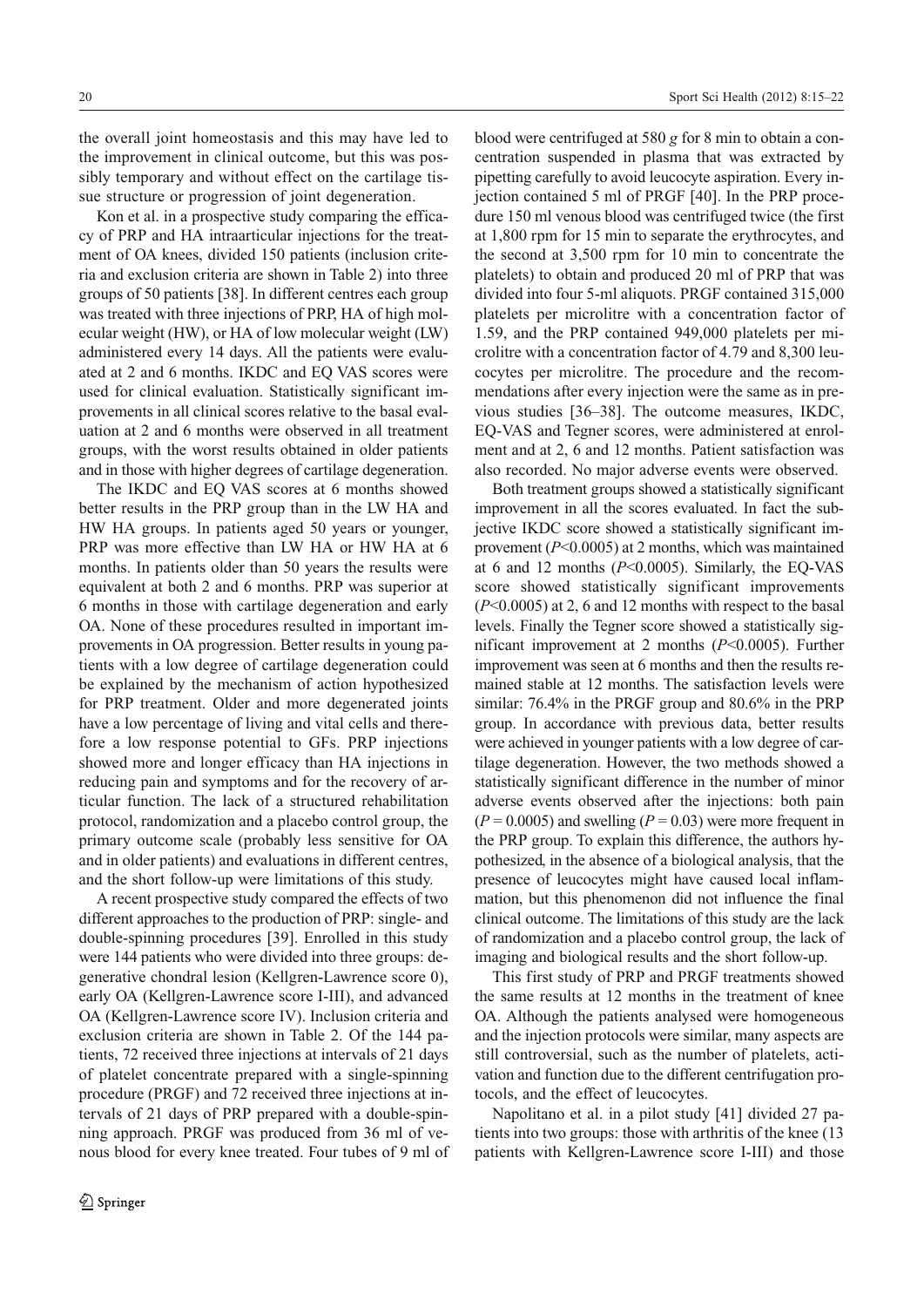the overall joint homeostasis and this may have led to the improvement in clinical outcome, but this was possibly temporary and without effect on the cartilage tissue structure or progression of joint degeneration.

Kon et al. in a prospective study comparing the efficacy of PRP and HA intraarticular injections for the treatment of OA knees, divided 150 patients (inclusion criteria and exclusion criteria are shown in Table 2) into three groups of 50 patients [38]. In different centres each group was treated with three injections of PRP, HA of high molecular weight (HW), or HA of low molecular weight (LW) administered every 14 days. All the patients were evaluated at 2 and 6 months. IKDC and EQ VAS scores were used for clinical evaluation. Statistically significant improvements in all clinical scores relative to the basal evaluation at 2 and 6 months were observed in all treatment groups, with the worst results obtained in older patients and in those with higher degrees of cartilage degeneration.

The IKDC and EQ VAS scores at 6 months showed better results in the PRP group than in the LW HA and HW HA groups. In patients aged 50 years or younger, PRP was more effective than LW HA or HW HA at 6 months. In patients older than 50 years the results were equivalent at both 2 and 6 months. PRP was superior at 6 months in those with cartilage degeneration and early OA. None of these procedures resulted in important improvements in OA progression. Better results in young patients with a low degree of cartilage degeneration could be explained by the mechanism of action hypothesized for PRP treatment. Older and more degenerated joints have a low percentage of living and vital cells and therefore a low response potential to GFs. PRP injections showed more and longer efficacy than HA injections in reducing pain and symptoms and for the recovery of articular function. The lack of a structured rehabilitation protocol, randomization and a placebo control group, the primary outcome scale (probably less sensitive for OA and in older patients) and evaluations in different centres, and the short follow-up were limitations of this study.

A recent prospective study compared the effects of two different approaches to the production of PRP: single- and double-spinning procedures [39]. Enrolled in this study were 144 patients who were divided into three groups: degenerative chondral lesion (Kellgren-Lawrence score 0), early OA (Kellgren-Lawrence score I-III), and advanced OA (Kellgren-Lawrence score IV). Inclusion criteria and exclusion criteria are shown in Table 2. Of the 144 patients, 72 received three injections at intervals of 21 days of platelet concentrate prepared with a single-spinning procedure (PRGF) and 72 received three injections at intervals of 21 days of PRP prepared with a double-spinning approach. PRGF was produced from 36 ml of venous blood for every knee treated. Four tubes of 9 ml of blood were centrifuged at 580 *g* for 8 min to obtain a concentration suspended in plasma that was extracted by pipetting carefully to avoid leucocyte aspiration. Every injection contained 5 ml of PRGF [40]. In the PRP procedure 150 ml venous blood was centrifuged twice (the first at 1,800 rpm for 15 min to separate the erythrocytes, and the second at 3,500 rpm for 10 min to concentrate the platelets) to obtain and produced 20 ml of PRP that was divided into four 5-ml aliquots. PRGF contained 315,000 platelets per microlitre with a concentration factor of 1.59, and the PRP contained 949,000 platelets per microlitre with a concentration factor of 4.79 and 8,300 leucocytes per microlitre. The procedure and the recommendations after every injection were the same as in previous studies [36–38]. The outcome measures, IKDC, EQ-VAS and Tegner scores, were administered at enrolment and at 2, 6 and 12 months. Patient satisfaction was also recorded. No major adverse events were observed.

Both treatment groups showed a statistically significant improvement in all the scores evaluated. In fact the subjective IKDC score showed a statistically significant improvement ($P<0.0005$) at 2 months, which was maintained at 6 and 12 months ($P<0.0005$). Similarly, the EQ-VAS score showed statistically significant improvements ($P<0.0005$) at 2, 6 and 12 months with respect to the basal levels. Finally the Tegner score showed a statistically significant improvement at 2 months ($P<0.0005$). Further improvement was seen at 6 months and then the results remained stable at 12 months. The satisfaction levels were similar: 76.4% in the PRGF group and 80.6% in the PRP group. In accordance with previous data, better results were achieved in younger patients with a low degree of cartilage degeneration. However, the two methods showed a statistically significant difference in the number of minor adverse events observed after the injections: both pain ($P = 0.0005$) and swelling ($P = 0.03$) were more frequent in the PRP group. To explain this difference, the authors hypothesized, in the absence of a biological analysis, that the presence of leucocytes might have caused local inflammation, but this phenomenon did not influence the final clinical outcome. The limitations of this study are the lack of randomization and a placebo control group, the lack of imaging and biological results and the short follow-up.

This first study of PRP and PRGF treatments showed the same results at 12 months in the treatment of knee OA. Although the patients analysed were homogeneous and the injection protocols were similar, many aspects are still controversial, such as the number of platelets, activation and function due to the different centrifugation protocols, and the effect of leucocytes.

Napolitano et al. in a pilot study [41] divided 27 patients into two groups: those with arthritis of the knee (13 patients with Kellgren-Lawrence score I-III) and those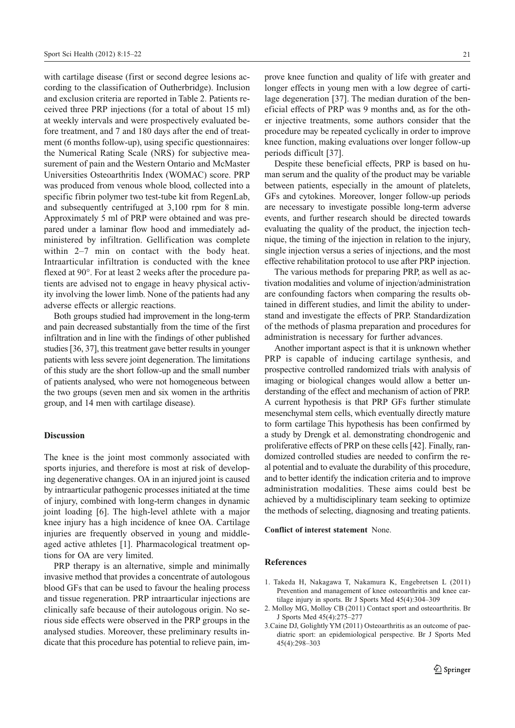with cartilage disease (first or second degree lesions according to the classification of Outherbridge). Inclusion and exclusion criteria are reported in Table 2. Patients received three PRP injections (for a total of about 15 ml) at weekly intervals and were prospectively evaluated before treatment, and 7 and 180 days after the end of treatment (6 months follow-up), using specific questionnaires: the Numerical Rating Scale (NRS) for subjective measurement of pain and the Western Ontario and McMaster Universities Osteoarthritis Index (WOMAC) score. PRP was produced from venous whole blood, collected into a specific fibrin polymer two test-tube kit from RegenLab, and subsequently centrifuged at 3,100 rpm for 8 min. Approximately 5 ml of PRP were obtained and was prepared under a laminar flow hood and immediately administered by infiltration. Gellification was complete within 2–7 min on contact with the body heat. Intraarticular infiltration is conducted with the knee flexed at 90°. For at least 2 weeks after the procedure patients are advised not to engage in heavy physical activity involving the lower limb. None of the patients had any adverse effects or allergic reactions.

Both groups studied had improvement in the long-term and pain decreased substantially from the time of the first infiltration and in line with the findings of other published studies [36, 37], this treatment gave better results in younger patients with less severe joint degeneration. The limitations of this study are the short follow-up and the small number of patients analysed, who were not homogeneous between the two groups (seven men and six women in the arthritis group, and 14 men with cartilage disease).

## Discussion

The knee is the joint most commonly associated with sports injuries, and therefore is most at risk of developing degenerative changes. OA in an injured joint is caused by intraarticular pathogenic processes initiated at the time of injury, combined with long-term changes in dynamic joint loading [6]. The high-level athlete with a major knee injury has a high incidence of knee OA. Cartilage injuries are frequently observed in young and middle-aged active athletes [1]. Pharmacological treatment options for OA are very limited.

PRP therapy is an alternative, simple and minimally invasive method that provides a concentrate of autologous blood GFs that can be used to favour the healing process and tissue regeneration. PRP intraarticular injections are clinically safe because of their autologous origin. No serious side effects were observed in the PRP groups in the analysed studies. Moreover, these preliminary results indicate that this procedure has potential to relieve pain, improve knee function and quality of life with greater and longer effects in young men with a low degree of cartilage degeneration [37]. The median duration of the beneficial effects of PRP was 9 months and, as for the other injective treatments, some authors consider that the procedure may be repeated cyclically in order to improve knee function, making evaluations over longer follow-up periods difficult [37].

Despite these beneficial effects, PRP is based on human serum and the quality of the product may be variable between patients, especially in the amount of platelets, GFs and cytokines. Moreover, longer follow-up periods are necessary to investigate possible long-term adverse events, and further research should be directed towards evaluating the quality of the product, the injection technique, the timing of the injection in relation to the injury, single injection versus a series of injections, and the most effective rehabilitation protocol to use after PRP injection.

The various methods for preparing PRP, as well as activation modalities and volume of injection/administration are confounding factors when comparing the results obtained in different studies, and limit the ability to understand and investigate the effects of PRP. Standardization of the methods of plasma preparation and procedures for administration is necessary for further advances.

Another important aspect is that it is unknown whether PRP is capable of inducing cartilage synthesis, and prospective controlled randomized trials with analysis of imaging or biological changes would allow a better understanding of the effect and mechanism of action of PRP. A current hypothesis is that PRP GFs further stimulate mesenchymal stem cells, which eventually directly mature to form cartilage This hypothesis has been confirmed by a study by Drengk et al. demonstrating chondrogenic and proliferative effects of PRP on these cells [42]. Finally, randomized controlled studies are needed to confirm the real potential and to evaluate the durability of this procedure, and to better identify the indication criteria and to improve administration modalities. These aims could best be achieved by a multidisciplinary team seeking to optimize the methods of selecting, diagnosing and treating patients.

**Conflict of interest statement** None.

## References

1. Takeda H, Nakagawa T, Nakamura K, Engebretsen L (2011) Prevention and management of knee osteoarthritis and knee cartilage injury in sports. Br J Sports Med 45(4):304–309
2. Molloy MG, Molloy CB (2011) Contact sport and osteoarthritis. Br J Sports Med 45(4):275–277
3. Caine DJ, Golightly YM (2011) Osteoarthritis as an outcome of paediatric sport: an epidemiological perspective. Br J Sports Med 45(4):298–303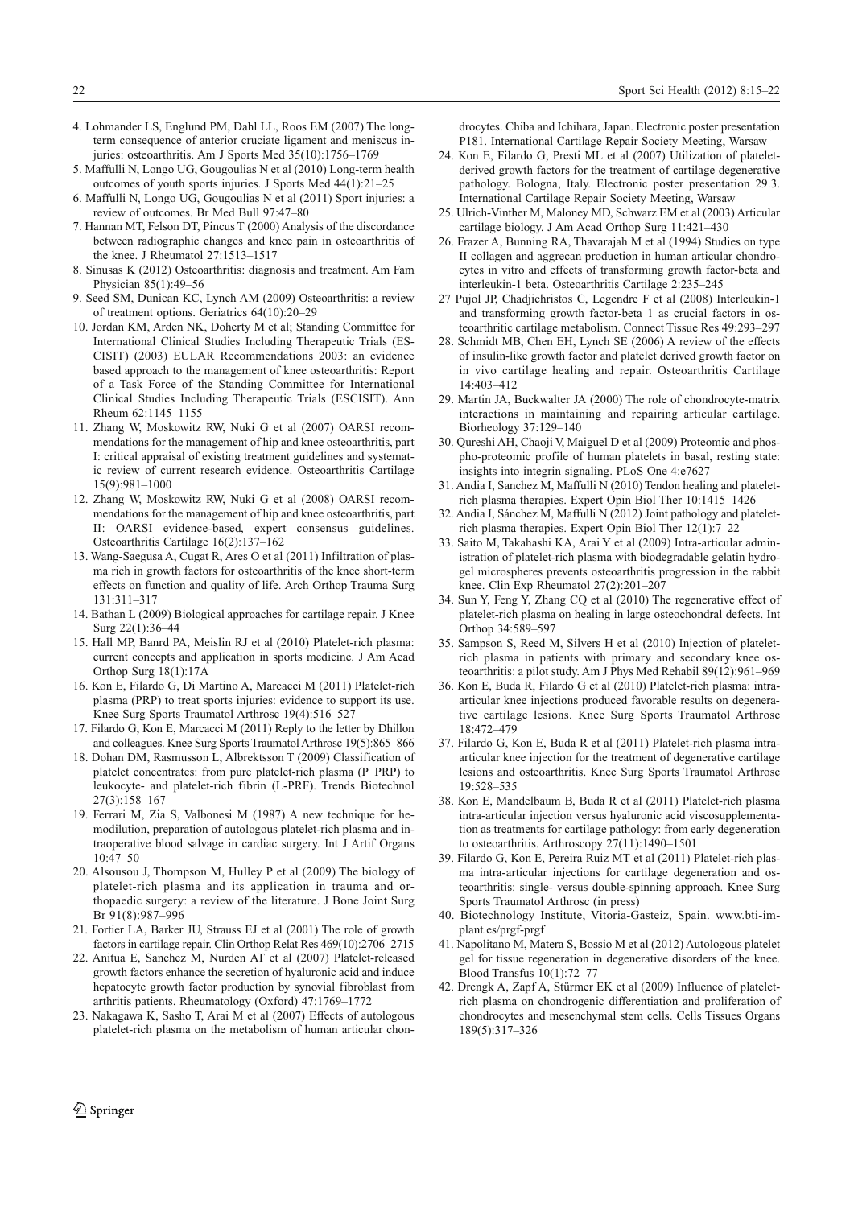4. Lohmander LS, Englund PM, Dahl LL, Roos EM (2007) The long-term consequence of anterior cruciate ligament and meniscus injuries: osteoarthritis. Am J Sports Med 35(10):1756–1769
5. Maffulli N, Longo UG, Gougoulias N et al (2010) Long-term health outcomes of youth sports injuries. J Sports Med 44(1):21–25
6. Maffulli N, Longo UG, Gougoulias N et al (2011) Sport injuries: a review of outcomes. Br Med Bull 97:47–80
7. Hannan MT, Felson DT, Pincus T (2000) Analysis of the discordance between radiographic changes and knee pain in osteoarthritis of the knee. J Rheumatol 27:1513–1517
8. Sinusas K (2012) Osteoarthritis: diagnosis and treatment. Am Fam Physician 85(1):49–56
9. Seed SM, Dunican KC, Lynch AM (2009) Osteoarthritis: a review of treatment options. Geriatrics 64(10):20–29
10. Jordan KM, Arden NK, Doherty M et al; Standing Committee for International Clinical Studies Including Therapeutic Trials (ESCISIT) (2003) EULAR Recommendations 2003: an evidence based approach to the management of knee osteoarthritis: Report of a Task Force of the Standing Committee for International Clinical Studies Including Therapeutic Trials (ESCISIT). Ann Rheum 62:1145–1155
11. Zhang W, Moskowitz RW, Nuki G et al (2007) OARSI recommendations for the management of hip and knee osteoarthritis, part I: critical appraisal of existing treatment guidelines and systematic review of current research evidence. Osteoarthritis Cartilage 15(9):981–1000
12. Zhang W, Moskowitz RW, Nuki G et al (2008) OARSI recommendations for the management of hip and knee osteoarthritis, part II: OARSI evidence-based, expert consensus guidelines. Osteoarthritis Cartilage 16(2):137–162
13. Wang-Saegusa A, Cugat R, Ares O et al (2011) Infiltration of plasma rich in growth factors for osteoarthritis of the knee short-term effects on function and quality of life. Arch Orthop Trauma Surg 131:311–317
14. Bathan L (2009) Biological approaches for cartilage repair. J Knee Surg 22(1):36–44
15. Hall MP, Banrd PA, Meislin RJ et al (2010) Platelet-rich plasma: current concepts and application in sports medicine. J Am Acad Orthop Surg 18(1):17A
16. Kon E, Filardo G, Di Martino A, Marcacci M (2011) Platelet-rich plasma (PRP) to treat sports injuries: evidence to support its use. Knee Surg Sports Traumatol Arthrosc 19(4):516–527
17. Filardo G, Kon E, Marcacci M (2011) Reply to the letter by Dhillon and colleagues. Knee Surg Sports Traumatol Arthrosc 19(5):865–866
18. Dohan DM, Rasmusson L, Albrektsson T (2009) Classification of platelet concentrates: from pure platelet-rich plasma (P_PRP) to leukocyte- and platelet-rich fibrin (L-PRF). Trends Biotechnol 27(3):158–167
19. Ferrari M, Zia S, Valbonesi M (1987) A new technique for hemodilution, preparation of autologous platelet-rich plasma and intraoperative blood salvage in cardiac surgery. Int J Artif Organs 10:47–50
20. Alsousou J, Thompson M, Hulley P et al (2009) The biology of platelet-rich plasma and its application in trauma and orthopaedic surgery: a review of the literature. J Bone Joint Surg Br 91(8):987–996
21. Fortier LA, Barker JU, Strauss EJ et al (2001) The role of growth factors in cartilage repair. Clin Orthop Relat Res 469(10):2706–2715
22. Anitua E, Sanchez M, Nurden AT et al (2007) Platelet-released growth factors enhance the secretion of hyaluronic acid and induce hepatocyte growth factor production by synovial fibroblast from arthritis patients. Rheumatology (Oxford) 47:1769–1772
23. Nakagawa K, Sasho T, Arai M et al (2007) Effects of autologous platelet-rich plasma on the metabolism of human articular chondrocytes. Chiba and Ichihara, Japan. Electronic poster presentation P181. International Cartilage Repair Society Meeting, Warsaw
24. Kon E, Filardo G, Presti ML et al (2007) Utilization of platelet-derived growth factors for the treatment of cartilage degenerative pathology. Bologna, Italy. Electronic poster presentation 29.3. International Cartilage Repair Society Meeting, Warsaw
25. Ulrich-Vinther M, Maloney MD, Schwarz EM et al (2003) Articular cartilage biology. J Am Acad Orthop Surg 11:421–430
26. Frazer A, Bunning RA, Thavarajah M et al (1994) Studies on type II collagen and aggrecan production in human articular chondrocytes in vitro and effects of transforming growth factor-beta and interleukin-1 beta. Osteoarthritis Cartilage 2:235–245
27 Pujol JP, Chadjichristos C, Legendre F et al (2008) Interleukin-1 and transforming growth factor-beta 1 as crucial factors in osteoarthritic cartilage metabolism. Connect Tissue Res 49:293–297
28. Schmidt MB, Chen EH, Lynch SE (2006) A review of the effects of insulin-like growth factor and platelet derived growth factor on in vivo cartilage healing and repair. Osteoarthritis Cartilage 14:403–412
29. Martin JA, Buckwalter JA (2000) The role of chondrocyte-matrix interactions in maintaining and repairing articular cartilage. Biorheology 37:129–140
30. Qureshi AH, Chaoji V, Maiguel D et al (2009) Proteomic and phospho-proteomic profile of human platelets in basal, resting state: insights into integrin signaling. PLoS One 4:e7627
31. Andia I, Sanchez M, Maffulli N (2010) Tendon healing and platelet-rich plasma therapies. Expert Opin Biol Ther 10:1415–1426
32. Andia I, Sánchez M, Maffulli N (2012) Joint pathology and platelet-rich plasma therapies. Expert Opin Biol Ther 12(1):7–22
33. Saito M, Takahashi KA, Arai Y et al (2009) Intra-articular administration of platelet-rich plasma with biodegradable gelatin hydrogel microspheres prevents osteoarthritis progression in the rabbit knee. Clin Exp Rheumatol 27(2):201–207
34. Sun Y, Feng Y, Zhang CQ et al (2010) The regenerative effect of platelet-rich plasma on healing in large osteochondral defects. Int Orthop 34:589–597
35. Sampson S, Reed M, Silvers H et al (2010) Injection of platelet-rich plasma in patients with primary and secondary knee osteoarthritis: a pilot study. Am J Phys Med Rehabil 89(12):961–969
36. Kon E, Buda R, Filardo G et al (2010) Platelet-rich plasma: intra-articular knee injections produced favorable results on degenerative cartilage lesions. Knee Surg Sports Traumatol Arthrosc 18:472–479
37. Filardo G, Kon E, Buda R et al (2011) Platelet-rich plasma intra-articular knee injection for the treatment of degenerative cartilage lesions and osteoarthritis. Knee Surg Sports Traumatol Arthrosc 19:528–535
38. Kon E, Mandelbaum B, Buda R et al (2011) Platelet-rich plasma intra-articular injection versus hyaluronic acid viscosupplementation as treatments for cartilage pathology: from early degeneration to osteoarthritis. Arthroscopy 27(11):1490–1501
39. Filardo G, Kon E, Pereira Ruiz MT et al (2011) Platelet-rich plasma intra-articular injections for cartilage degeneration and osteoarthritis: single- versus double-spinning approach. Knee Surg Sports Traumatol Arthrosc (in press)
40. Biotechnology Institute, Vitoria-Gasteiz, Spain. www.bti-implant.es/prgf-prgf
41. Napolitano M, Matera S, Bossio M et al (2012) Autologous platelet gel for tissue regeneration in degenerative disorders of the knee. Blood Transfus 10(1):72–77
42. Drengk A, Zapf A, Stürmer EK et al (2009) Influence of platelet-rich plasma on chondrogenic differentiation and proliferation of chondrocytes and mesenchymal stem cells. Cells Tissues Organs 189(5):317–326